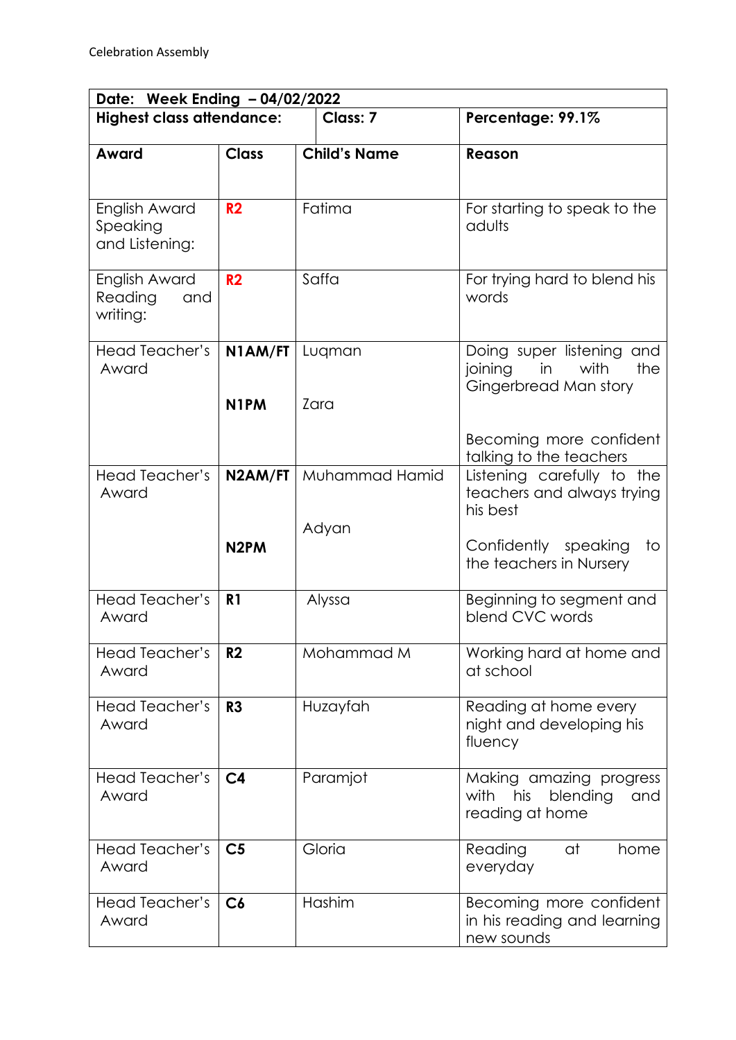Celebration Assembly

| Date: Week Ending – 04/02/2022 | | | |
|---|---|---|---|
| **Highest class attendance:** | | **Class: 7** | **Percentage: 99.1%** |
| **Award** | **Class** | **Child's Name** | **Reason** |
| English Award Speaking and Listening: | **R2** | Fatima | For starting to speak to the adults |
| English Award Reading and writing: | **R2** | Saffa | For trying hard to blend his words |
| Head Teacher's Award | **N1AM/FT**<br><br>**N1PM** | Luqman<br><br>Zara | Doing super listening and joining in with the Gingerbread Man story<br><br>Becoming more confident talking to the teachers |
| Head Teacher's Award | **N2AM/FT**<br><br>**N2PM** | Muhammad Hamid<br><br>Adyan | Listening carefully to the teachers and always trying his best<br><br>Confidently speaking to the teachers in Nursery |
| Head Teacher's Award | **R1** | Alyssa | Beginning to segment and blend CVC words |
| Head Teacher's Award | **R2** | Mohammad M | Working hard at home and at school |
| Head Teacher's Award | **R3** | Huzayfah | Reading at home every night and developing his fluency |
| Head Teacher's Award | **C4** | Paramjot | Making amazing progress with his blending and reading at home |
| Head Teacher's Award | **C5** | Gloria | Reading at home everyday |
| Head Teacher's Award | **C6** | Hashim | Becoming more confident in his reading and learning new sounds |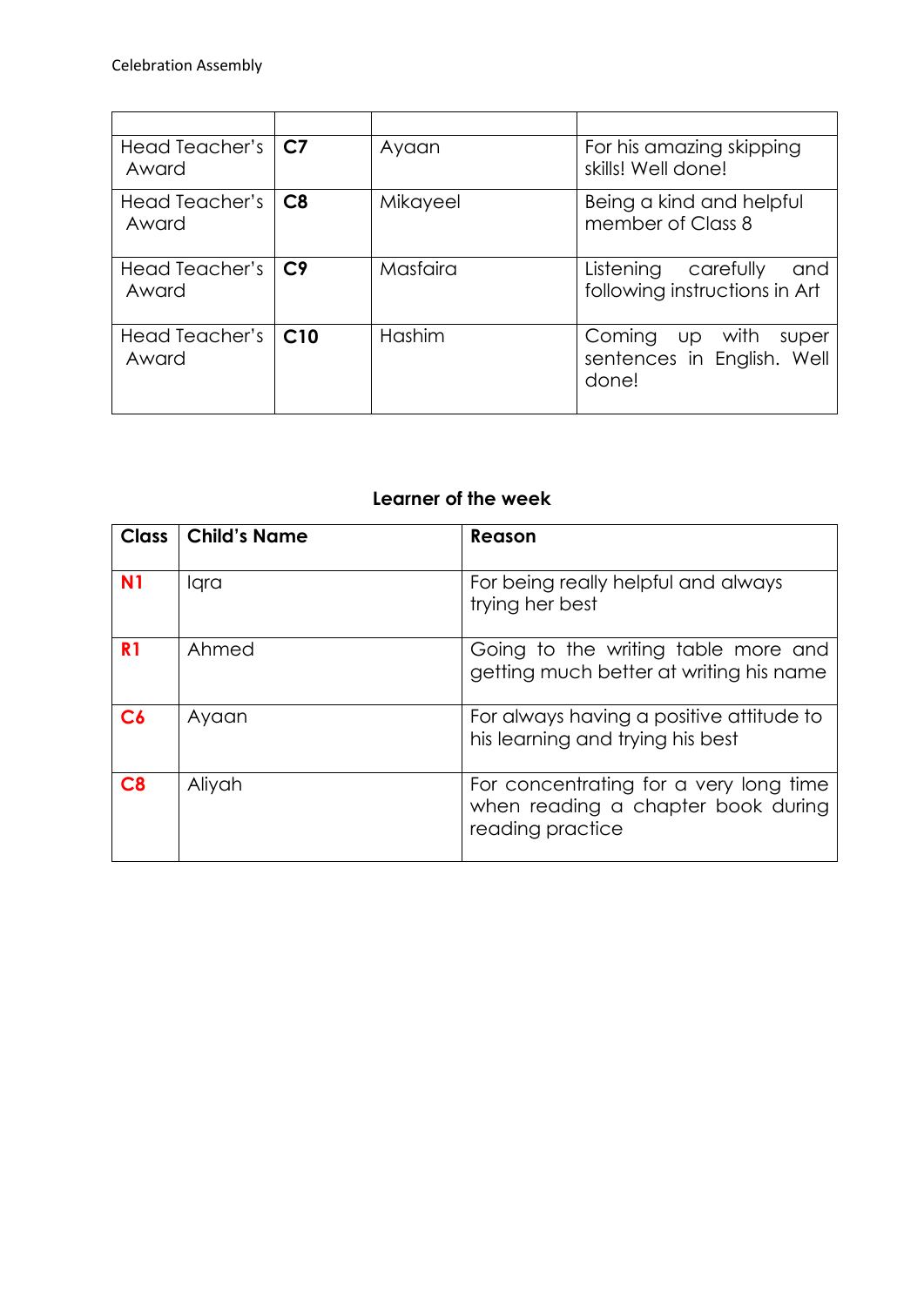| | | | |
|---|---|---|---|
| Head Teacher's Award | **C7** | Ayaan | For his amazing skipping skills! Well done! |
| Head Teacher's Award | **C8** | Mikayeel | Being a kind and helpful member of Class 8 |
| Head Teacher's Award | **C9** | Masfaira | Listening carefully and following instructions in Art |
| Head Teacher's Award | **C10** | Hashim | Coming up with super sentences in English. Well done! |

**Learner of the week**

| Class | Child's Name | Reason |
|---|---|---|
| **N1** | Iqra | For being really helpful and always trying her best |
| **R1** | Ahmed | Going to the writing table more and getting much better at writing his name |
| **C6** | Ayaan | For always having a positive attitude to his learning and trying his best |
| **C8** | Aliyah | For concentrating for a very long time when reading a chapter book during reading practice |